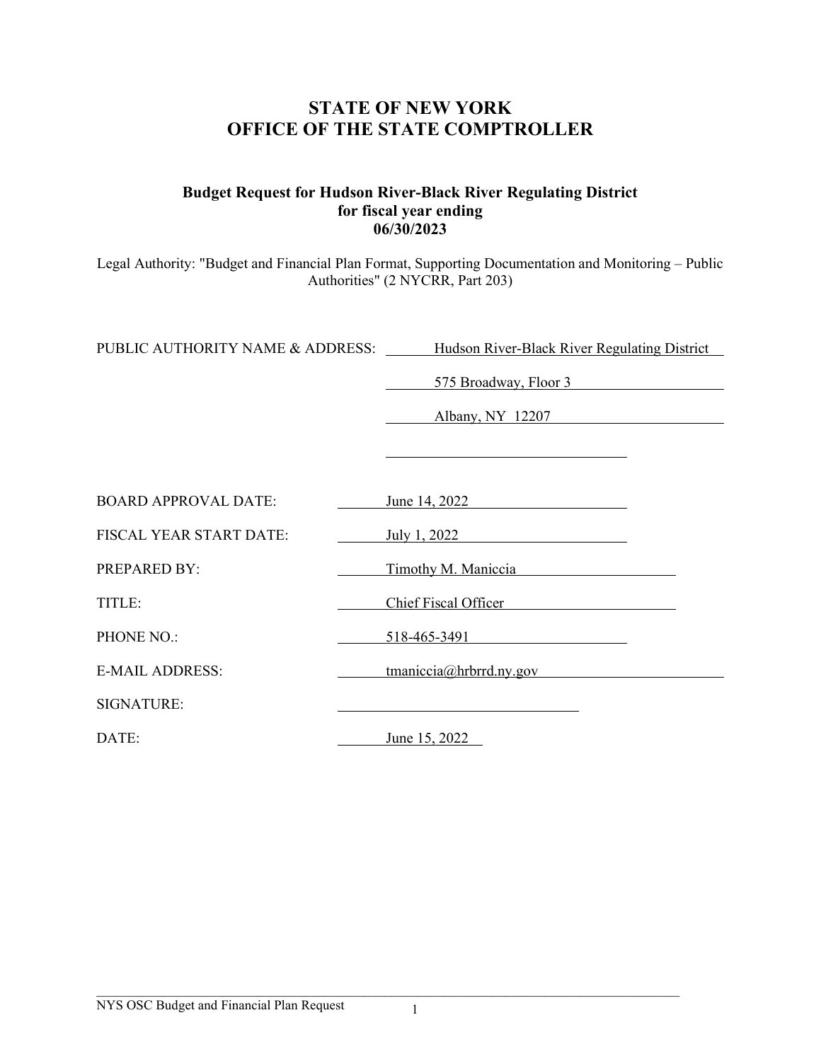# STATE OF NEW YORK
# OFFICE OF THE STATE COMPTROLLER

### Budget Request for Hudson River-Black River Regulating District for fiscal year ending 06/30/2023

Legal Authority: "Budget and Financial Plan Format, Supporting Documentation and Monitoring – Public Authorities" (2 NYCRR, Part 203)

PUBLIC AUTHORITY NAME & ADDRESS: Hudson River-Black River Regulating District
575 Broadway, Floor 3
Albany, NY 12207

BOARD APPROVAL DATE: June 14, 2022

FISCAL YEAR START DATE: July 1, 2022

PREPARED BY: Timothy M. Maniccia

TITLE: Chief Fiscal Officer

PHONE NO.: 518-465-3491

E-MAIL ADDRESS: tmaniccia@hrbrrd.ny.gov

SIGNATURE: ______________________

DATE: June 15, 2022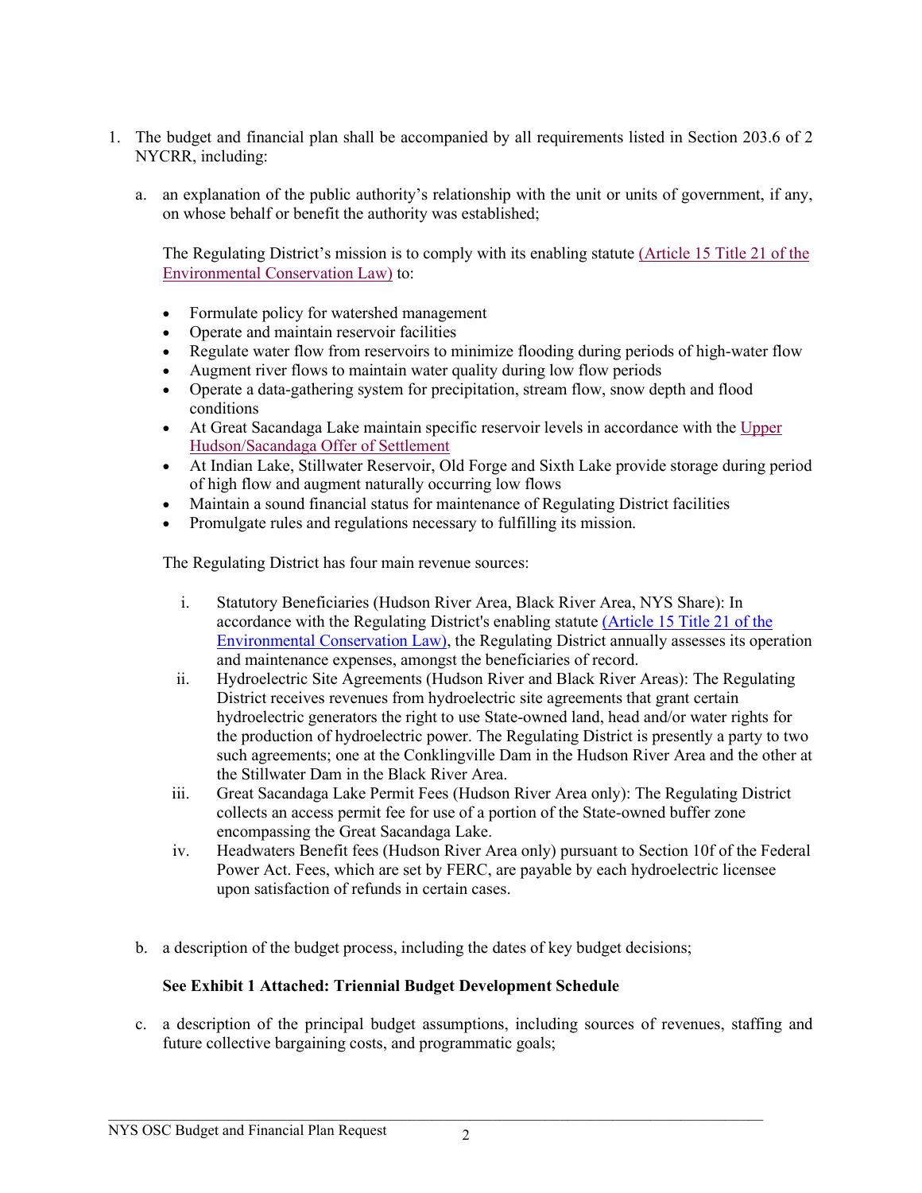1. The budget and financial plan shall be accompanied by all requirements listed in Section 203.6 of 2 NYCRR, including:

   a. an explanation of the public authority's relationship with the unit or units of government, if any, on whose behalf or benefit the authority was established;

      The Regulating District's mission is to comply with its enabling statute (Article 15 Title 21 of the Environmental Conservation Law) to:

      - Formulate policy for watershed management
      - Operate and maintain reservoir facilities
      - Regulate water flow from reservoirs to minimize flooding during periods of high-water flow
      - Augment river flows to maintain water quality during low flow periods
      - Operate a data-gathering system for precipitation, stream flow, snow depth and flood conditions
      - At Great Sacandaga Lake maintain specific reservoir levels in accordance with the Upper Hudson/Sacandaga Offer of Settlement
      - At Indian Lake, Stillwater Reservoir, Old Forge and Sixth Lake provide storage during period of high flow and augment naturally occurring low flows
      - Maintain a sound financial status for maintenance of Regulating District facilities
      - Promulgate rules and regulations necessary to fulfilling its mission.

      The Regulating District has four main revenue sources:

      i. Statutory Beneficiaries (Hudson River Area, Black River Area, NYS Share): In accordance with the Regulating District's enabling statute (Article 15 Title 21 of the Environmental Conservation Law), the Regulating District annually assesses its operation and maintenance expenses, amongst the beneficiaries of record.
      ii. Hydroelectric Site Agreements (Hudson River and Black River Areas): The Regulating District receives revenues from hydroelectric site agreements that grant certain hydroelectric generators the right to use State-owned land, head and/or water rights for the production of hydroelectric power. The Regulating District is presently a party to two such agreements; one at the Conklingville Dam in the Hudson River Area and the other at the Stillwater Dam in the Black River Area.
      iii. Great Sacandaga Lake Permit Fees (Hudson River Area only): The Regulating District collects an access permit fee for use of a portion of the State-owned buffer zone encompassing the Great Sacandaga Lake.
      iv. Headwaters Benefit fees (Hudson River Area only) pursuant to Section 10f of the Federal Power Act. Fees, which are set by FERC, are payable by each hydroelectric licensee upon satisfaction of refunds in certain cases.

   b. a description of the budget process, including the dates of key budget decisions;

      **See Exhibit 1 Attached: Triennial Budget Development Schedule**

   c. a description of the principal budget assumptions, including sources of revenues, staffing and future collective bargaining costs, and programmatic goals;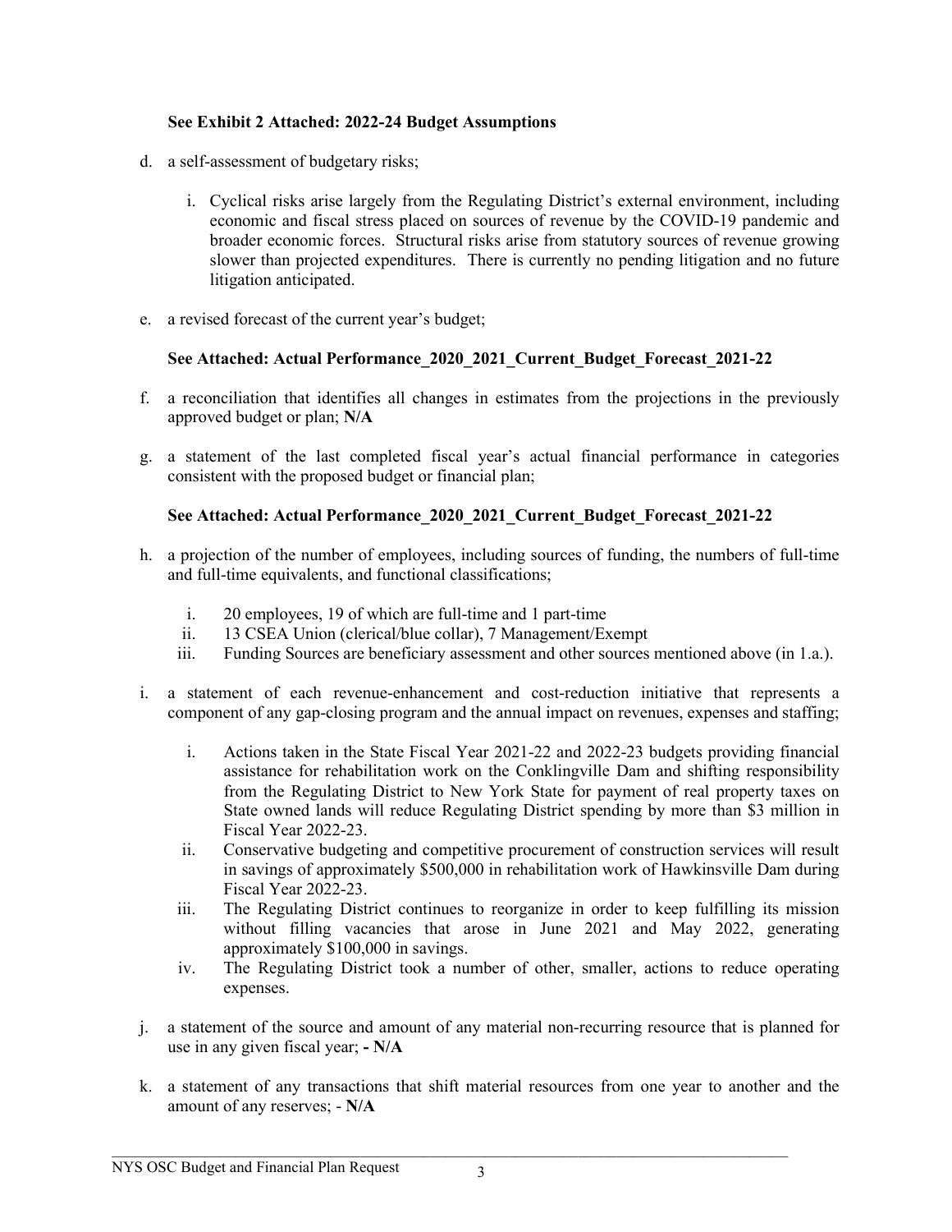**See Exhibit 2 Attached: 2022-24 Budget Assumptions**

d. a self-assessment of budgetary risks;

   i. Cyclical risks arise largely from the Regulating District's external environment, including economic and fiscal stress placed on sources of revenue by the COVID-19 pandemic and broader economic forces. Structural risks arise from statutory sources of revenue growing slower than projected expenditures. There is currently no pending litigation and no future litigation anticipated.

e. a revised forecast of the current year's budget;

   **See Attached: Actual Performance_2020_2021_Current_Budget_Forecast_2021-22**

f. a reconciliation that identifies all changes in estimates from the projections in the previously approved budget or plan; **N/A**

g. a statement of the last completed fiscal year's actual financial performance in categories consistent with the proposed budget or financial plan;

   **See Attached: Actual Performance_2020_2021_Current_Budget_Forecast_2021-22**

h. a projection of the number of employees, including sources of funding, the numbers of full-time and full-time equivalents, and functional classifications;

   i. 20 employees, 19 of which are full-time and 1 part-time
   ii. 13 CSEA Union (clerical/blue collar), 7 Management/Exempt
   iii. Funding Sources are beneficiary assessment and other sources mentioned above (in 1.a.).

i. a statement of each revenue-enhancement and cost-reduction initiative that represents a component of any gap-closing program and the annual impact on revenues, expenses and staffing;

   i. Actions taken in the State Fiscal Year 2021-22 and 2022-23 budgets providing financial assistance for rehabilitation work on the Conklingville Dam and shifting responsibility from the Regulating District to New York State for payment of real property taxes on State owned lands will reduce Regulating District spending by more than $3 million in Fiscal Year 2022-23.
   ii. Conservative budgeting and competitive procurement of construction services will result in savings of approximately $500,000 in rehabilitation work of Hawkinsville Dam during Fiscal Year 2022-23.
   iii. The Regulating District continues to reorganize in order to keep fulfilling its mission without filling vacancies that arose in June 2021 and May 2022, generating approximately $100,000 in savings.
   iv. The Regulating District took a number of other, smaller, actions to reduce operating expenses.

j. a statement of the source and amount of any material non-recurring resource that is planned for use in any given fiscal year; **- N/A**

k. a statement of any transactions that shift material resources from one year to another and the amount of any reserves; - **N/A**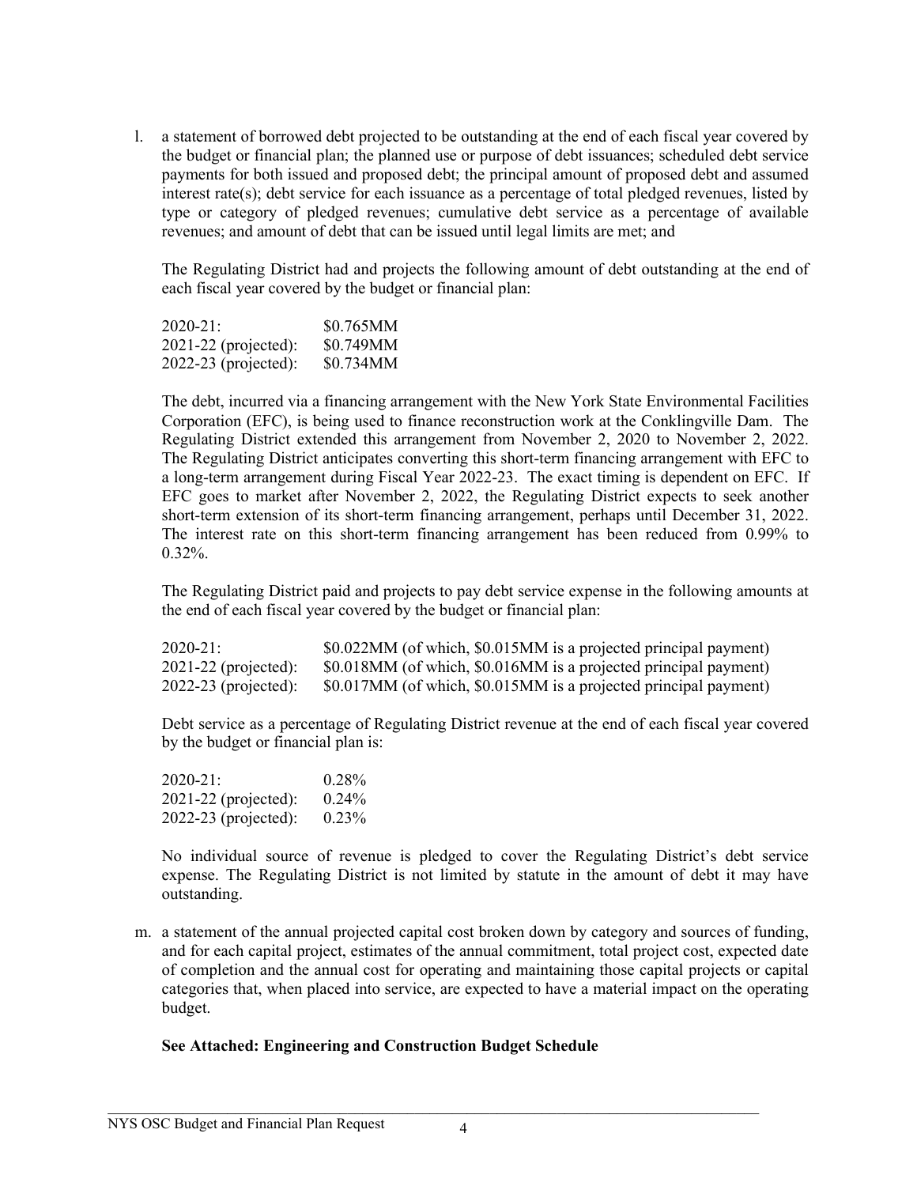l. a statement of borrowed debt projected to be outstanding at the end of each fiscal year covered by the budget or financial plan; the planned use or purpose of debt issuances; scheduled debt service payments for both issued and proposed debt; the principal amount of proposed debt and assumed interest rate(s); debt service for each issuance as a percentage of total pledged revenues, listed by type or category of pledged revenues; cumulative debt service as a percentage of available revenues; and amount of debt that can be issued until legal limits are met; and

   The Regulating District had and projects the following amount of debt outstanding at the end of each fiscal year covered by the budget or financial plan:

   | | |
   |---|---|
   | 2020-21: | \$0.765MM |
   | 2021-22 (projected): | \$0.749MM |
   | 2022-23 (projected): | \$0.734MM |

   The debt, incurred via a financing arrangement with the New York State Environmental Facilities Corporation (EFC), is being used to finance reconstruction work at the Conklingville Dam. The Regulating District extended this arrangement from November 2, 2020 to November 2, 2022. The Regulating District anticipates converting this short-term financing arrangement with EFC to a long-term arrangement during Fiscal Year 2022-23. The exact timing is dependent on EFC. If EFC goes to market after November 2, 2022, the Regulating District expects to seek another short-term extension of its short-term financing arrangement, perhaps until December 31, 2022. The interest rate on this short-term financing arrangement has been reduced from 0.99% to 0.32%.

   The Regulating District paid and projects to pay debt service expense in the following amounts at the end of each fiscal year covered by the budget or financial plan:

   | | |
   |---|---|
   | 2020-21: | \$0.022MM (of which, \$0.015MM is a projected principal payment) |
   | 2021-22 (projected): | \$0.018MM (of which, \$0.016MM is a projected principal payment) |
   | 2022-23 (projected): | \$0.017MM (of which, \$0.015MM is a projected principal payment) |

   Debt service as a percentage of Regulating District revenue at the end of each fiscal year covered by the budget or financial plan is:

   | | |
   |---|---|
   | 2020-21: | 0.28% |
   | 2021-22 (projected): | 0.24% |
   | 2022-23 (projected): | 0.23% |

   No individual source of revenue is pledged to cover the Regulating District's debt service expense. The Regulating District is not limited by statute in the amount of debt it may have outstanding.

m. a statement of the annual projected capital cost broken down by category and sources of funding, and for each capital project, estimates of the annual commitment, total project cost, expected date of completion and the annual cost for operating and maintaining those capital projects or capital categories that, when placed into service, are expected to have a material impact on the operating budget.

   **See Attached: Engineering and Construction Budget Schedule**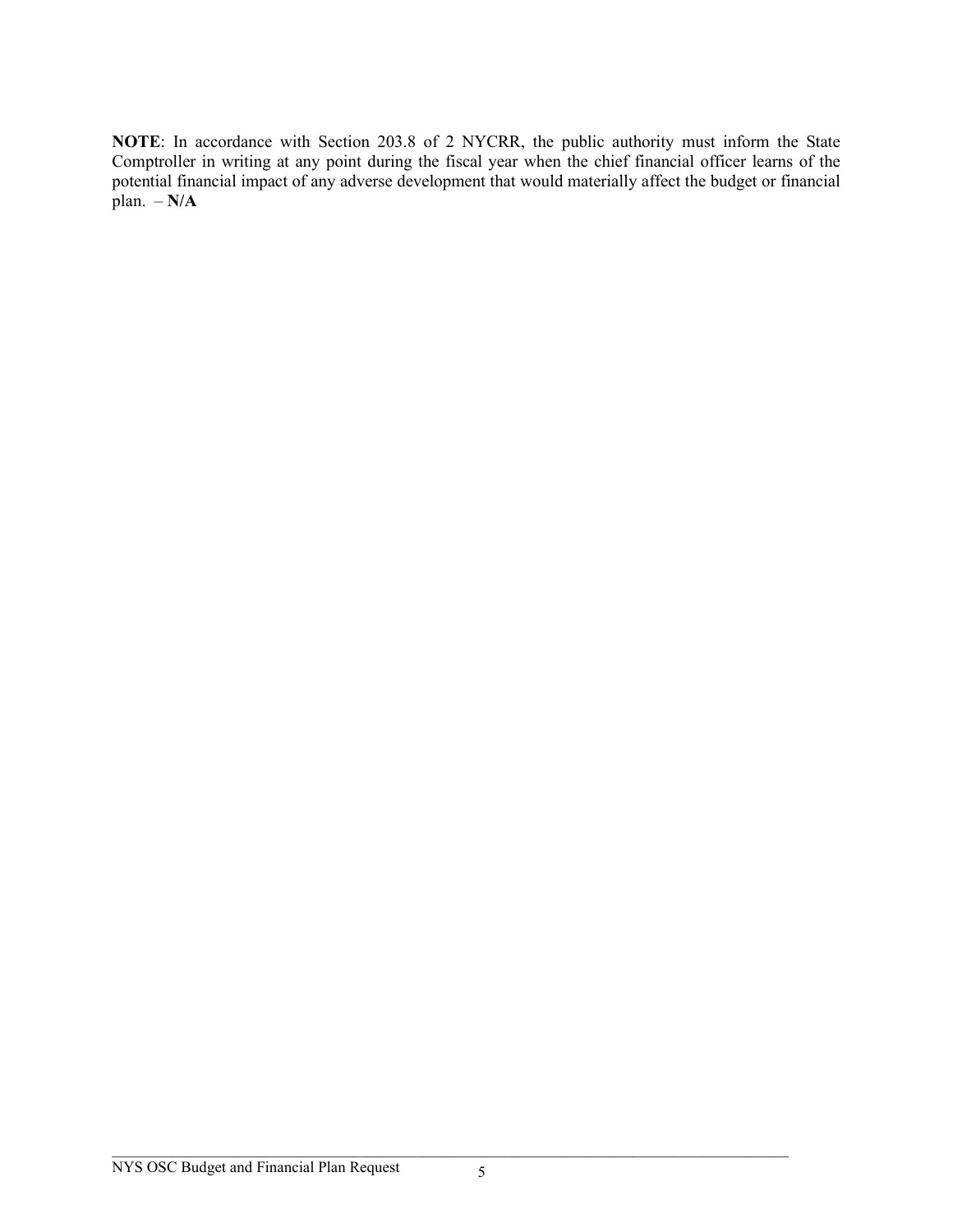**NOTE**: In accordance with Section 203.8 of 2 NYCRR, the public authority must inform the State Comptroller in writing at any point during the fiscal year when the chief financial officer learns of the potential financial impact of any adverse development that would materially affect the budget or financial plan. – **N/A**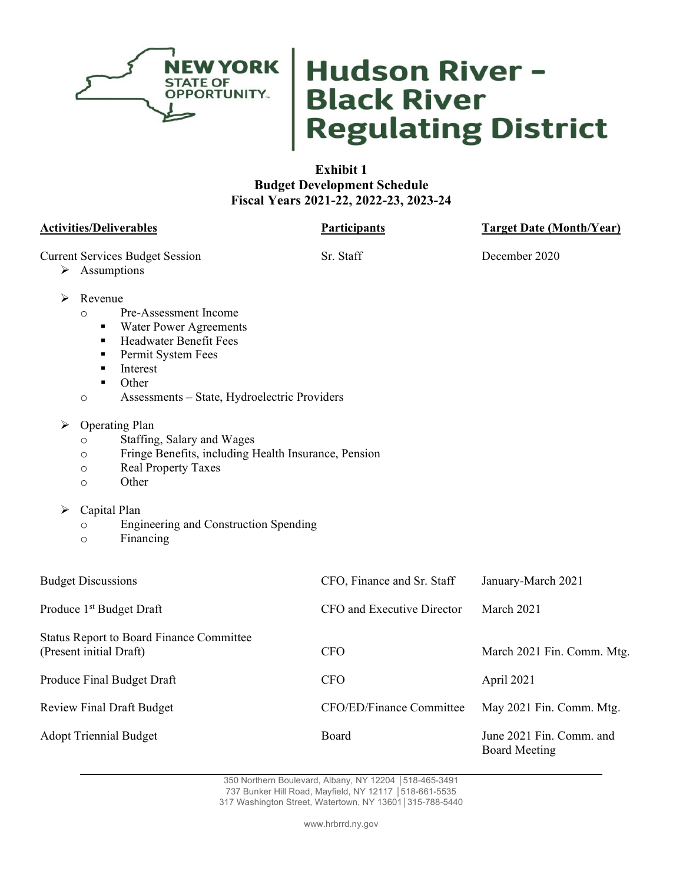# Hudson River – Black River Regulating District

**Exhibit 1**
**Budget Development Schedule**
**Fiscal Years 2021-22, 2022-23, 2023-24**

| Activities/Deliverables | Participants | Target Date (Month/Year) |
|---|---|---|
| Current Services Budget Session | Sr. Staff | December 2020 |

- Assumptions
- Revenue
  - Pre-Assessment Income
    - Water Power Agreements
    - Headwater Benefit Fees
    - Permit System Fees
    - Interest
    - Other
  - Assessments – State, Hydroelectric Providers
- Operating Plan
  - Staffing, Salary and Wages
  - Fringe Benefits, including Health Insurance, Pension
  - Real Property Taxes
  - Other
- Capital Plan
  - Engineering and Construction Spending
  - Financing

| Activities/Deliverables | Participants | Target Date (Month/Year) |
|---|---|---|
| Budget Discussions | CFO, Finance and Sr. Staff | January-March 2021 |
| Produce 1st Budget Draft | CFO and Executive Director | March 2021 |
| Status Report to Board Finance Committee (Present initial Draft) | CFO | March 2021 Fin. Comm. Mtg. |
| Produce Final Budget Draft | CFO | April 2021 |
| Review Final Draft Budget | CFO/ED/Finance Committee | May 2021 Fin. Comm. Mtg. |
| Adopt Triennial Budget | Board | June 2021 Fin. Comm. and Board Meeting |

350 Northern Boulevard, Albany, NY 12204 │518-465-3491
737 Bunker Hill Road, Mayfield, NY 12117 │518-661-5535
317 Washington Street, Watertown, NY 13601│315-788-5440

www.hrbrrd.ny.gov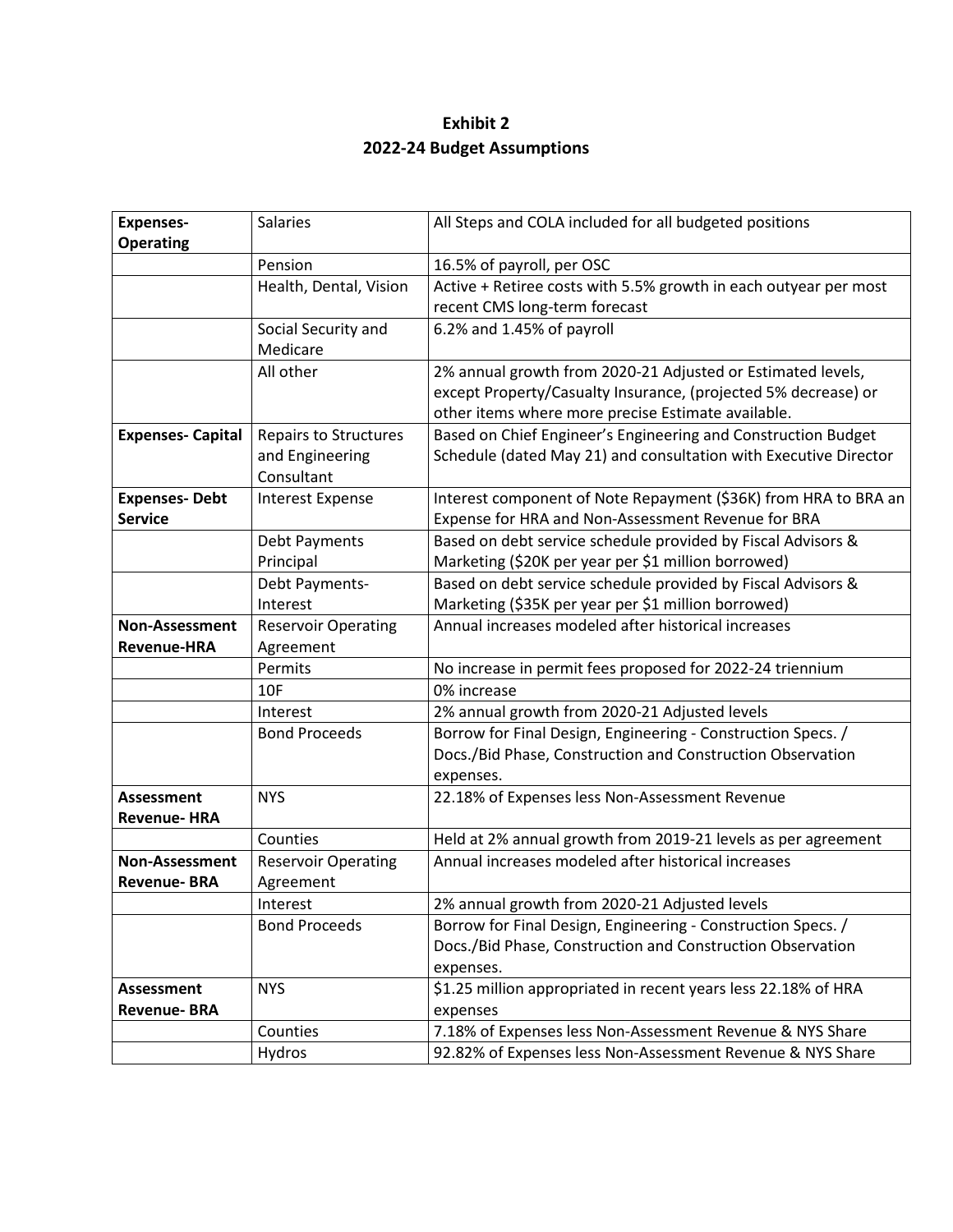# Exhibit 2

## 2022-24 Budget Assumptions

| | | |
|---|---|---|
| **Expenses-Operating** | Salaries | All Steps and COLA included for all budgeted positions |
| | Pension | 16.5% of payroll, per OSC |
| | Health, Dental, Vision | Active + Retiree costs with 5.5% growth in each outyear per most recent CMS long-term forecast |
| | Social Security and Medicare | 6.2% and 1.45% of payroll |
| | All other | 2% annual growth from 2020-21 Adjusted or Estimated levels, except Property/Casualty Insurance, (projected 5% decrease) or other items where more precise Estimate available. |
| **Expenses- Capital** | Repairs to Structures and Engineering Consultant | Based on Chief Engineer's Engineering and Construction Budget Schedule (dated May 21) and consultation with Executive Director |
| **Expenses- Debt Service** | Interest Expense | Interest component of Note Repayment ($36K) from HRA to BRA an Expense for HRA and Non-Assessment Revenue for BRA |
| | Debt Payments Principal | Based on debt service schedule provided by Fiscal Advisors & Marketing ($20K per year per $1 million borrowed) |
| | Debt Payments- Interest | Based on debt service schedule provided by Fiscal Advisors & Marketing ($35K per year per $1 million borrowed) |
| **Non-Assessment Revenue-HRA** | Reservoir Operating Agreement | Annual increases modeled after historical increases |
| | Permits | No increase in permit fees proposed for 2022-24 triennium |
| | 10F | 0% increase |
| | Interest | 2% annual growth from 2020-21 Adjusted levels |
| | Bond Proceeds | Borrow for Final Design, Engineering - Construction Specs. / Docs./Bid Phase, Construction and Construction Observation expenses. |
| **Assessment Revenue- HRA** | NYS | 22.18% of Expenses less Non-Assessment Revenue |
| | Counties | Held at 2% annual growth from 2019-21 levels as per agreement |
| **Non-Assessment Revenue- BRA** | Reservoir Operating Agreement | Annual increases modeled after historical increases |
| | Interest | 2% annual growth from 2020-21 Adjusted levels |
| | Bond Proceeds | Borrow for Final Design, Engineering - Construction Specs. / Docs./Bid Phase, Construction and Construction Observation expenses. |
| **Assessment Revenue- BRA** | NYS | $1.25 million appropriated in recent years less 22.18% of HRA expenses |
| | Counties | 7.18% of Expenses less Non-Assessment Revenue & NYS Share |
| | Hydros | 92.82% of Expenses less Non-Assessment Revenue & NYS Share |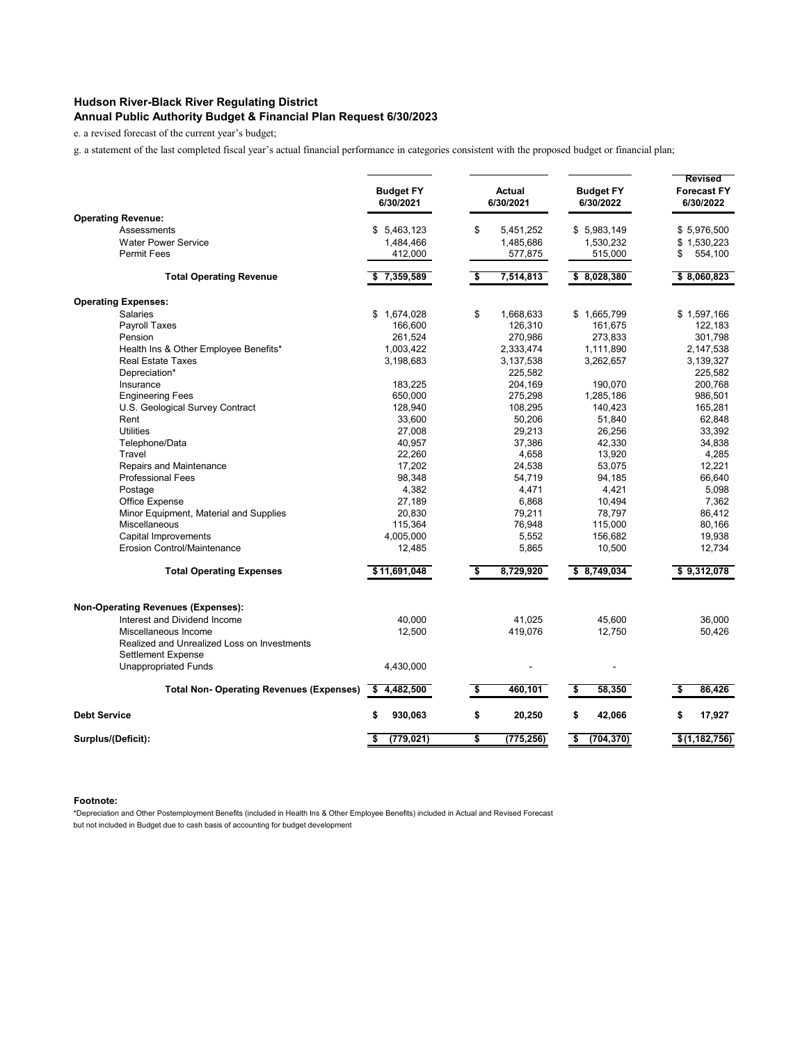**Hudson River-Black River Regulating District**
**Annual Public Authority Budget & Financial Plan Request 6/30/2023**

e. a revised forecast of the current year's budget;

g. a statement of the last completed fiscal year's actual financial performance in categories consistent with the proposed budget or financial plan;

| | Budget FY 6/30/2021 | Actual 6/30/2021 | Budget FY 6/30/2022 | Revised Forecast FY 6/30/2022 |
|---|---|---|---|---|
| **Operating Revenue:** | | | | |
| Assessments | $ 5,463,123 | $ 5,451,252 | $ 5,983,149 | $ 5,976,500 |
| Water Power Service | 1,484,466 | 1,485,686 | 1,530,232 | $ 1,530,223 |
| Permit Fees | 412,000 | 577,875 | 515,000 | $ 554,100 |
| **Total Operating Revenue** | **$ 7,359,589** | **$ 7,514,813** | **$ 8,028,380** | **$ 8,060,823** |
| **Operating Expenses:** | | | | |
| Salaries | $ 1,674,028 | $ 1,668,633 | $ 1,665,799 | $ 1,597,166 |
| Payroll Taxes | 166,600 | 126,310 | 161,675 | 122,183 |
| Pension | 261,524 | 270,986 | 273,833 | 301,798 |
| Health Ins & Other Employee Benefits* | 1,003,422 | 2,333,474 | 1,111,890 | 2,147,538 |
| Real Estate Taxes | 3,198,683 | 3,137,538 | 3,262,657 | 3,139,327 |
| Depreciation* | | 225,582 | | 225,582 |
| Insurance | 183,225 | 204,169 | 190,070 | 200,768 |
| Engineering Fees | 650,000 | 275,298 | 1,285,186 | 986,501 |
| U.S. Geological Survey Contract | 128,940 | 108,295 | 140,423 | 165,281 |
| Rent | 33,600 | 50,206 | 51,840 | 62,848 |
| Utilities | 27,008 | 29,213 | 26,256 | 33,392 |
| Telephone/Data | 40,957 | 37,386 | 42,330 | 34,838 |
| Travel | 22,260 | 4,658 | 13,920 | 4,285 |
| Repairs and Maintenance | 17,202 | 24,538 | 53,075 | 12,221 |
| Professional Fees | 98,348 | 54,719 | 94,185 | 66,640 |
| Postage | 4,382 | 4,471 | 4,421 | 5,098 |
| Office Expense | 27,189 | 6,868 | 10,494 | 7,362 |
| Minor Equipment, Material and Supplies | 20,830 | 79,211 | 78,797 | 86,412 |
| Miscellaneous | 115,364 | 76,948 | 115,000 | 80,166 |
| Capital Improvements | 4,005,000 | 5,552 | 156,682 | 19,938 |
| Erosion Control/Maintenance | 12,485 | 5,865 | 10,500 | 12,734 |
| **Total Operating Expenses** | **$ 11,691,048** | **$ 8,729,920** | **$ 8,749,034** | **$ 9,312,078** |
| **Non-Operating Revenues (Expenses):** | | | | |
| Interest and Dividend Income | 40,000 | 41,025 | 45,600 | 36,000 |
| Miscellaneous Income | 12,500 | 419,076 | 12,750 | 50,426 |
| Realized and Unrealized Loss on Investments | | | | |
| Settlement Expense | | | | |
| Unappropriated Funds | 4,430,000 | - | - | |
| **Total Non- Operating Revenues (Expenses)** | **$ 4,482,500** | **$ 460,101** | **$ 58,350** | **$ 86,426** |
| **Debt Service** | **$ 930,063** | **$ 20,250** | **$ 42,066** | **$ 17,927** |
| **Surplus/(Deficit):** | **$ (779,021)** | **$ (775,256)** | **$ (704,370)** | **$ (1,182,756)** |

**Footnote:**

*Depreciation and Other Postemployment Benefits (included in Health Ins & Other Employee Benefits) included in Actual and Revised Forecast but not included in Budget due to cash basis of accounting for budget development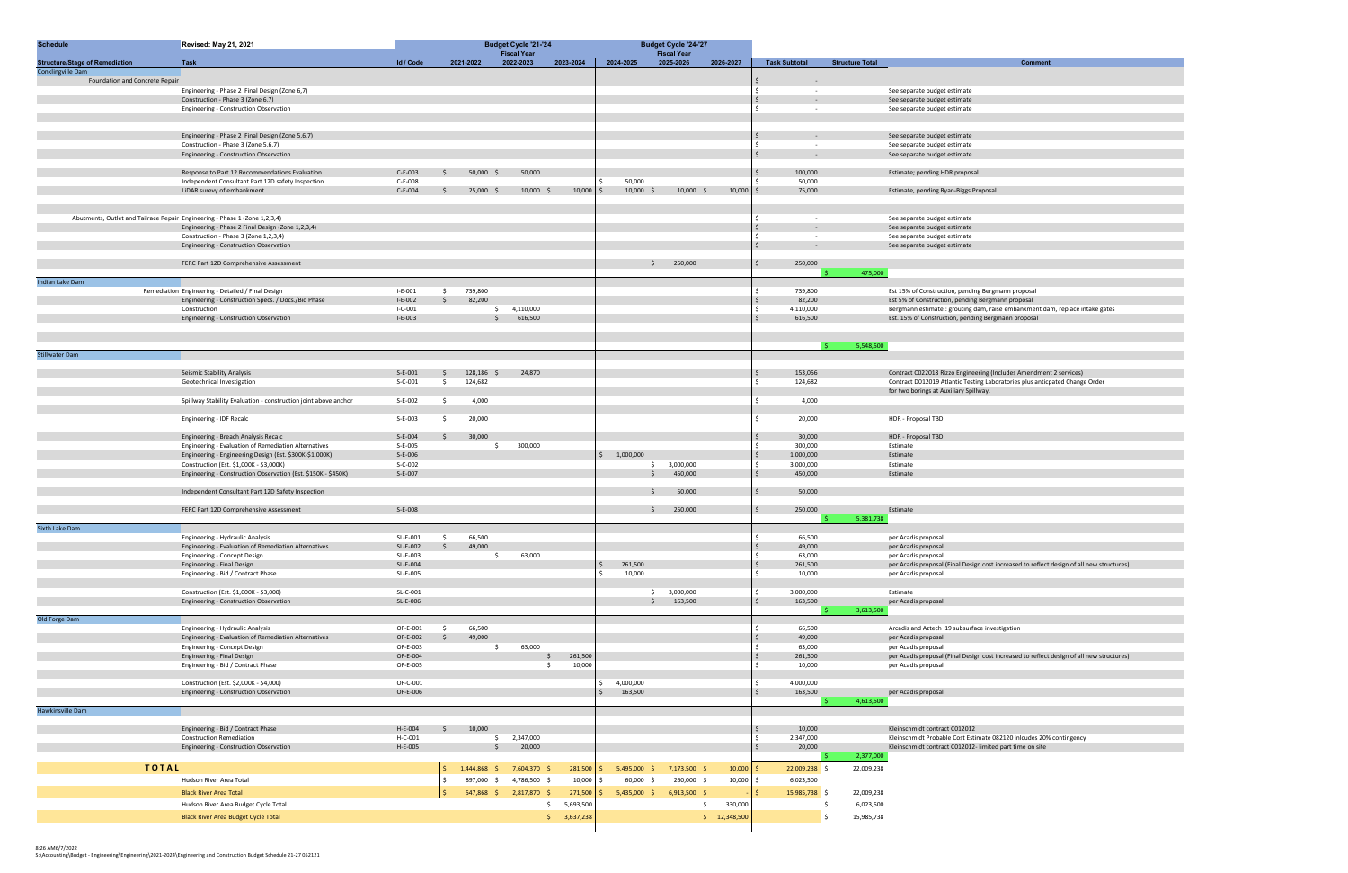| Schedule | Revised: May 21, 2021 | | Budget Cycle '21-'24 | | | Budget Cycle '24-'27 | | | | | |
|---|---|---|---|---|---|---|---|---|---|---|---|
| | | | | Fiscal Year | | | Fiscal Year | | | | |
| Structure/Stage of Remediation | Task | Id / Code | 2021-2022 | 2022-2023 | 2023-2024 | 2024-2025 | 2025-2026 | 2026-2027 | Task Subtotal | Structure Total | Comment |
| Conklingville Dam | | | | | | | | | | | |
| Foundation and Concrete Repair | | | | | | | | | $ - | | |
| | Engineering - Phase 2 Final Design (Zone 6,7) | | | | | | | | $ - | | See separate budget estimate |
| | Construction - Phase 3 (Zone 6,7) | | | | | | | | $ - | | See separate budget estimate |
| | Engineering - Construction Observation | | | | | | | | $ - | | See separate budget estimate |
| | Engineering - Phase 2 Final Design (Zone 5,6,7) | | | | | | | | $ - | | See separate budget estimate |
| | Construction - Phase 3 (Zone 5,6,7) | | | | | | | | $ - | | See separate budget estimate |
| | Engineering - Construction Observation | | | | | | | | $ - | | See separate budget estimate |
| | Response to Part 12 Recommendations Evaluation | C-E-003 | $ 50,000 | $ 50,000 | | | | | $ 100,000 | | Estimate; pending HDR proposal |
| | Independent Consultant Part 12D safety Inspection | C-E-008 | | | | $ 50,000 | | | $ 50,000 | | |
| | LiDAR surevy of embankment | C-E-004 | $ 25,000 | $ 10,000 | $ 10,000 | $ 10,000 | $ 10,000 | $ 10,000 | $ 75,000 | | Estimate, pending Ryan-Biggs Proposal |
| Abutments, Outlet and Tailrace Repair | Engineering - Phase 1 (Zone 1,2,3,4) | | | | | | | | $ - | | See separate budget estimate |
| | Engineering - Phase 2 Final Design (Zone 1,2,3,4) | | | | | | | | $ - | | See separate budget estimate |
| | Construction - Phase 3 (Zone 1,2,3,4) | | | | | | | | $ - | | See separate budget estimate |
| | Engineering - Construction Observation | | | | | | | | $ - | | See separate budget estimate |
| | FERC Part 12D Comprehensive Assessment | | | | | | $ 250,000 | | $ 250,000 | | |
| | | | | | | | | | | $ 475,000 | |
| Indian Lake Dam | | | | | | | | | | | |
| Remediation | Engineering - Detailed / Final Design | I-E-001 | $ 739,800 | | | | | | $ 739,800 | | Est 15% of Construction, pending Bergmann proposal |
| | Engineering - Construction Specs. / Docs./Bid Phase | I-E-002 | $ 82,200 | | | | | | $ 82,200 | | Est 5% of Construction, pending Bergmann proposal |
| | Construction | I-C-001 | | $ 4,110,000 | | | | | $ 4,110,000 | | Bergmann estimate.: grouting dam, raise embankment dam, replace intake gates |
| | Engineering - Construction Observation | I-E-003 | | $ 616,500 | | | | | $ 616,500 | | Est. 15% of Construction, pending Bergmann proposal |
| | | | | | | | | | | $ 5,548,500 | |
| Stillwater Dam | | | | | | | | | | | |
| | Seismic Stability Analysis | S-E-001 | $ 128,186 | $ 24,870 | | | | | $ 153,056 | | Contract C022018 Rizzo Engineering (Includes Amendment 2 services) |
| | Geotechnical Investigation | S-C-001 | $ 124,682 | | | | | | $ 124,682 | | Contract D012019 Atlantic Testing Laboratories plus anticpated Change Order for two borings at Auxiliary Spillway. |
| | Spillway Stability Evaluation - construction joint above anchor | S-E-002 | $ 4,000 | | | | | | $ 4,000 | | |
| | Engineering - IDF Recalc | S-E-003 | $ 20,000 | | | | | | $ 20,000 | | HDR - Proposal TBD |
| | Engineering - Breach Analysis Recalc | S-E-004 | $ 30,000 | | | | | | $ 30,000 | | HDR - Proposal TBD |
| | Engineering - Evaluation of Remediation Alternatives | S-E-005 | | $ 300,000 | | | | | $ 300,000 | | Estimate |
| | Engineering - Engineering Design (Est. $300K-$1,000K) | S-E-006 | | | | $ 1,000,000 | | | $ 1,000,000 | | Estimate |
| | Construction (Est. $1,000K - $3,000K) | S-C-002 | | | | | $ 3,000,000 | | $ 3,000,000 | | Estimate |
| | Engineering - Construction Observation (Est. $150K - $450K) | S-E-007 | | | | | $ 450,000 | | $ 450,000 | | Estimate |
| | Independent Consultant Part 12D Safety Inspection | | | | | | $ 50,000 | | $ 50,000 | | |
| | FERC Part 12D Comprehensive Assessment | S-E-008 | | | | | $ 250,000 | | $ 250,000 | | Estimate |
| | | | | | | | | | | $ 5,381,738 | |
| Sixth Lake Dam | | | | | | | | | | | |
| | Engineering - Hydraulic Analysis | SL-E-001 | $ 66,500 | | | | | | $ 66,500 | | per Acadis proposal |
| | Engineering - Evaluation of Remediation Alternatives | SL-E-002 | $ 49,000 | | | | | | $ 49,000 | | per Acadis proposal |
| | Engineering - Concept Design | SL-E-003 | | $ 63,000 | | | | | $ 63,000 | | per Acadis proposal |
| | Engineering - Final Design | SL-E-004 | | | | $ 261,500 | | | $ 261,500 | | per Acadis proposal (Final Design cost increased to reflect design of all new structures) |
| | Engineering - Bid / Contract Phase | SL-E-005 | | | | $ 10,000 | | | $ 10,000 | | per Acadis proposal |
| | Construction (Est. $1,000K - $3,000) | SL-C-001 | | | | | $ 3,000,000 | | $ 3,000,000 | | Estimate |
| | Engineering - Construction Observation | SL-E-006 | | | | | $ 163,500 | | $ 163,500 | | per Acadis proposal |
| | | | | | | | | | | $ 3,613,500 | |
| Old Forge Dam | | | | | | | | | | | |
| | Engineering - Hydraulic Analysis | OF-E-001 | $ 66,500 | | | | | | $ 66,500 | | Arcadis and Aztech '19 subsurface investigation |
| | Engineering - Evaluation of Remediation Alternatives | OF-E-002 | $ 49,000 | | | | | | $ 49,000 | | per Acadis proposal |
| | Engineering - Concept Design | OF-E-003 | | $ 63,000 | | | | | $ 63,000 | | per Acadis proposal |
| | Engineering - Final Design | OF-E-004 | | | $ 261,500 | | | | $ 261,500 | | per Acadis proposal (Final Design cost increased to reflect design of all new structures) |
| | Engineering - Bid / Contract Phase | OF-E-005 | | | $ 10,000 | | | | $ 10,000 | | per Acadis proposal |
| | Construction (Est. $2,000K - $4,000) | OF-C-001 | | | | $ 4,000,000 | | | $ 4,000,000 | | |
| | Engineering - Construction Observation | OF-E-006 | | | | $ 163,500 | | | $ 163,500 | | per Acadis proposal |
| | | | | | | | | | | $ 4,613,500 | |
| Hawkinsville Dam | | | | | | | | | | | |
| | Engineering - Bid / Contract Phase | H-E-004 | $ 10,000 | | | | | | $ 10,000 | | Kleinschmidt contract C012012 |
| | Construction Remediation | H-C-001 | | $ 2,347,000 | | | | | $ 2,347,000 | | Kleinschmidt Probable Cost Estimate 082120 inlcudes 20% contingency |
| | Engineering - Construction Observation | H-E-005 | | $ 20,000 | | | | | $ 20,000 | | Kleinschmidt contract C012012- limited part time on site |
| | | | | | | | | | | $ 2,377,000 | |
| **TOTAL** | | | $ 1,444,868 | $ 7,604,370 | $ 281,500 | $ 5,495,000 | $ 7,173,500 | $ 10,000 | $ 22,009,238 | $ 22,009,238 | |
| | Hudson River Area Total | | $ 897,000 | $ 4,786,500 | $ 10,000 | $ 60,000 | $ 260,000 | $ 10,000 | $ 6,023,500 | | |
| | Black River Area Total | | $ 547,868 | $ 2,817,870 | $ 271,500 | $ 5,435,000 | $ 6,913,500 | $ - | $ 15,985,738 | $ 22,009,238 | |
| | Hudson River Area Budget Cycle Total | | | | $ 5,693,500 | | | $ 330,000 | | $ 6,023,500 | |
| | Black River Area Budget Cycle Total | | | | $ 3,637,238 | | | $ 12,348,500 | | $ 15,985,738 | |

8:26 AM6/7/2022
S:\Accounting\Budget - Engineering\Engineering\2021-2024\Engineering and Construction Budget Schedule 21-27 052121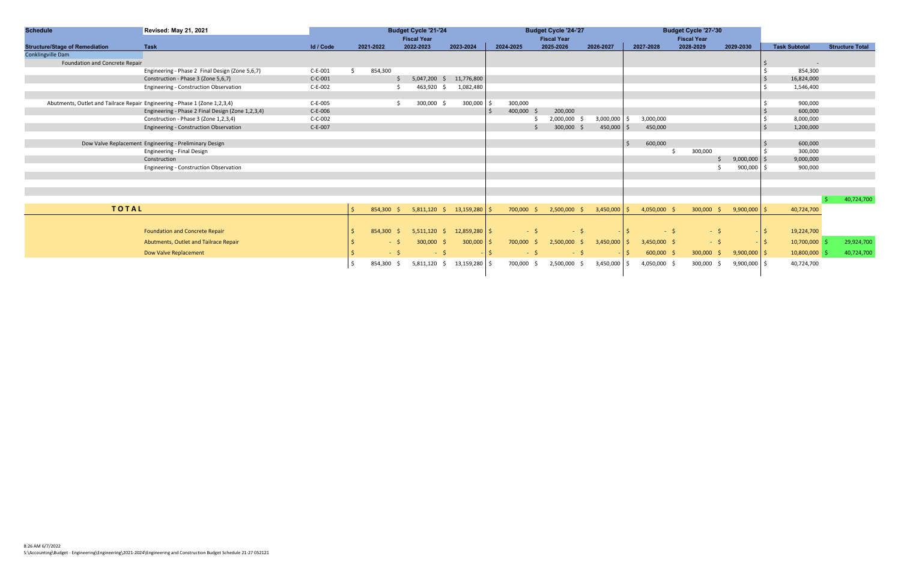| Schedule | Revised: May 21, 2021 | | Budget Cycle '21-'24 | | | Budget Cycle '24-'27 | | | Budget Cycle '27-'30 | | | | |
|---|---|---|---|---|---|---|---|---|---|---|---|---|---|
| | | | | Fiscal Year | | | Fiscal Year | | | Fiscal Year | | | |
| Structure/Stage of Remediation | Task | Id / Code | 2021-2022 | 2022-2023 | 2023-2024 | 2024-2025 | 2025-2026 | 2026-2027 | 2027-2028 | 2028-2029 | 2029-2030 | Task Subtotal | Structure Total |
| Conklingville Dam | | | | | | | | | | | | | |
| Foundation and Concrete Repair | | | | | | | | | | | | $ - | |
| | Engineering - Phase 2 Final Design (Zone 5,6,7) | C-E-001 | $ 854,300 | | | | | | | | | $ 854,300 | |
| | Construction - Phase 3 (Zone 5,6,7) | C-C-001 | | $ 5,047,200 | $ 11,776,800 | | | | | | | $ 16,824,000 | |
| | Engineering - Construction Observation | C-E-002 | | $ 463,920 | $ 1,082,480 | | | | | | | $ 1,546,400 | |
| Abutments, Outlet and Tailrace Repair | Engineering - Phase 1 (Zone 1,2,3,4) | C-E-005 | | $ 300,000 | $ 300,000 | $ 300,000 | | | | | | $ 900,000 | |
| | Engineering - Phase 2 Final Design (Zone 1,2,3,4) | C-E-006 | | | | $ 400,000 | $ 200,000 | | | | | $ 600,000 | |
| | Construction - Phase 3 (Zone 1,2,3,4) | C-C-002 | | | | | $ 2,000,000 | $ 3,000,000 | $ 3,000,000 | | | $ 8,000,000 | |
| | Engineering - Construction Observation | C-E-007 | | | | | $ 300,000 | $ 450,000 | $ 450,000 | | | $ 1,200,000 | |
| Dow Valve Replacement | Engineering - Preliminary Design | | | | | | | | $ 600,000 | | | $ 600,000 | |
| | Engineering - Final Design | | | | | | | | | $ 300,000 | | $ 300,000 | |
| | Construction | | | | | | | | | | $ 9,000,000 | $ 9,000,000 | |
| | Engineering - Construction Observation | | | | | | | | | | $ 900,000 | $ 900,000 | |
| | | | | | | | | | | | | | $ 40,724,700 |
| **TOTAL** | | | $ 854,300 | $ 5,811,120 | $ 13,159,280 | $ 700,000 | $ 2,500,000 | $ 3,450,000 | $ 4,050,000 | $ 300,000 | $ 9,900,000 | $ 40,724,700 | |
| | Foundation and Concrete Repair | | $ 854,300 | $ 5,511,120 | $ 12,859,280 | $ - | $ - | $ - | $ - | $ - | $ - | $ 19,224,700 | |
| | Abutments, Outlet and Tailrace Repair | | $ - | $ 300,000 | $ 300,000 | $ 700,000 | $ 2,500,000 | $ 3,450,000 | $ 3,450,000 | $ - | $ - | $ 10,700,000 | $ 29,924,700 |
| | Dow Valve Replacement | | $ - | $ - | $ - | $ - | $ - | $ - | $ 600,000 | $ 300,000 | $ 9,900,000 | $ 10,800,000 | $ 40,724,700 |
| | | | $ 854,300 | $ 5,811,120 | $ 13,159,280 | $ 700,000 | $ 2,500,000 | $ 3,450,000 | $ 4,050,000 | $ 300,000 | $ 9,900,000 | $ 40,724,700 | |

8:26 AM 6/7/2022
S:\Accounting\Budget - Engineering\Engineering\2021-2024\Engineering and Construction Budget Schedule 21-27 052121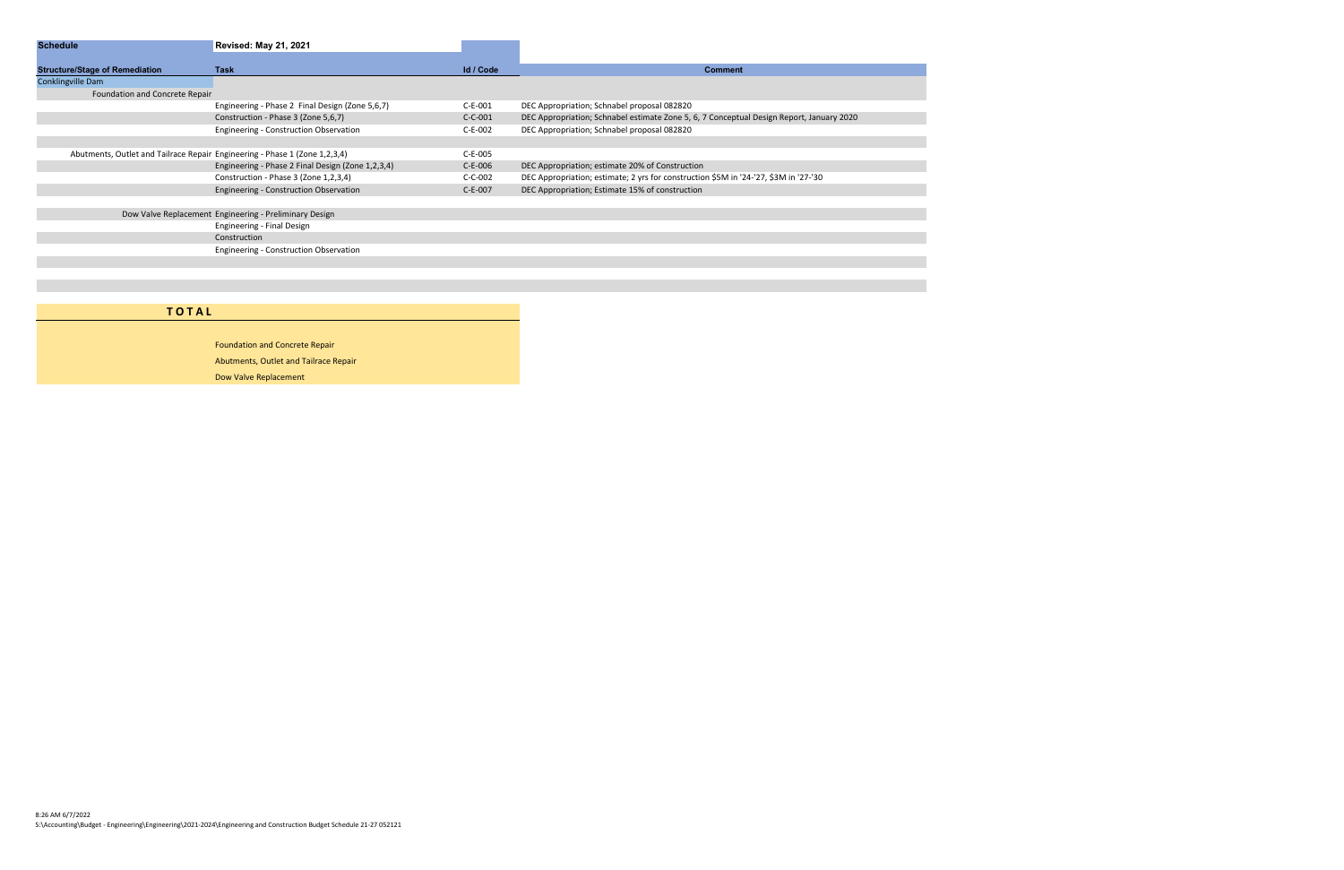| Schedule | Revised: May 21, 2021 | | |
|---|---|---|---|
| **Structure/Stage of Remediation** | **Task** | **Id / Code** | **Comment** |
| Conklingville Dam | | | |
| Foundation and Concrete Repair | | | |
| | Engineering - Phase 2 Final Design (Zone 5,6,7) | C-E-001 | DEC Appropriation; Schnabel proposal 082820 |
| | Construction - Phase 3 (Zone 5,6,7) | C-C-001 | DEC Appropriation; Schnabel estimate Zone 5, 6, 7 Conceptual Design Report, January 2020 |
| | Engineering - Construction Observation | C-E-002 | DEC Appropriation; Schnabel proposal 082820 |
| | | | |
| Abutments, Outlet and Tailrace Repair | Engineering - Phase 1 (Zone 1,2,3,4) | C-E-005 | |
| | Engineering - Phase 2 Final Design (Zone 1,2,3,4) | C-E-006 | DEC Appropriation; estimate 20% of Construction |
| | Construction - Phase 3 (Zone 1,2,3,4) | C-C-002 | DEC Appropriation; estimate; 2 yrs for construction $5M in '24-'27, $3M in '27-'30 |
| | Engineering - Construction Observation | C-E-007 | DEC Appropriation; Estimate 15% of construction |
| | | | |
| Dow Valve Replacement | Engineering - Preliminary Design | | |
| | Engineering - Final Design | | |
| | Construction | | |
| | Engineering - Construction Observation | | |

**TOTAL**

Foundation and Concrete Repair

Abutments, Outlet and Tailrace Repair

Dow Valve Replacement

8:26 AM 6/7/2022
S:\Accounting\Budget - Engineering\Engineering\2021-2024\Engineering and Construction Budget Schedule 21-27 052121